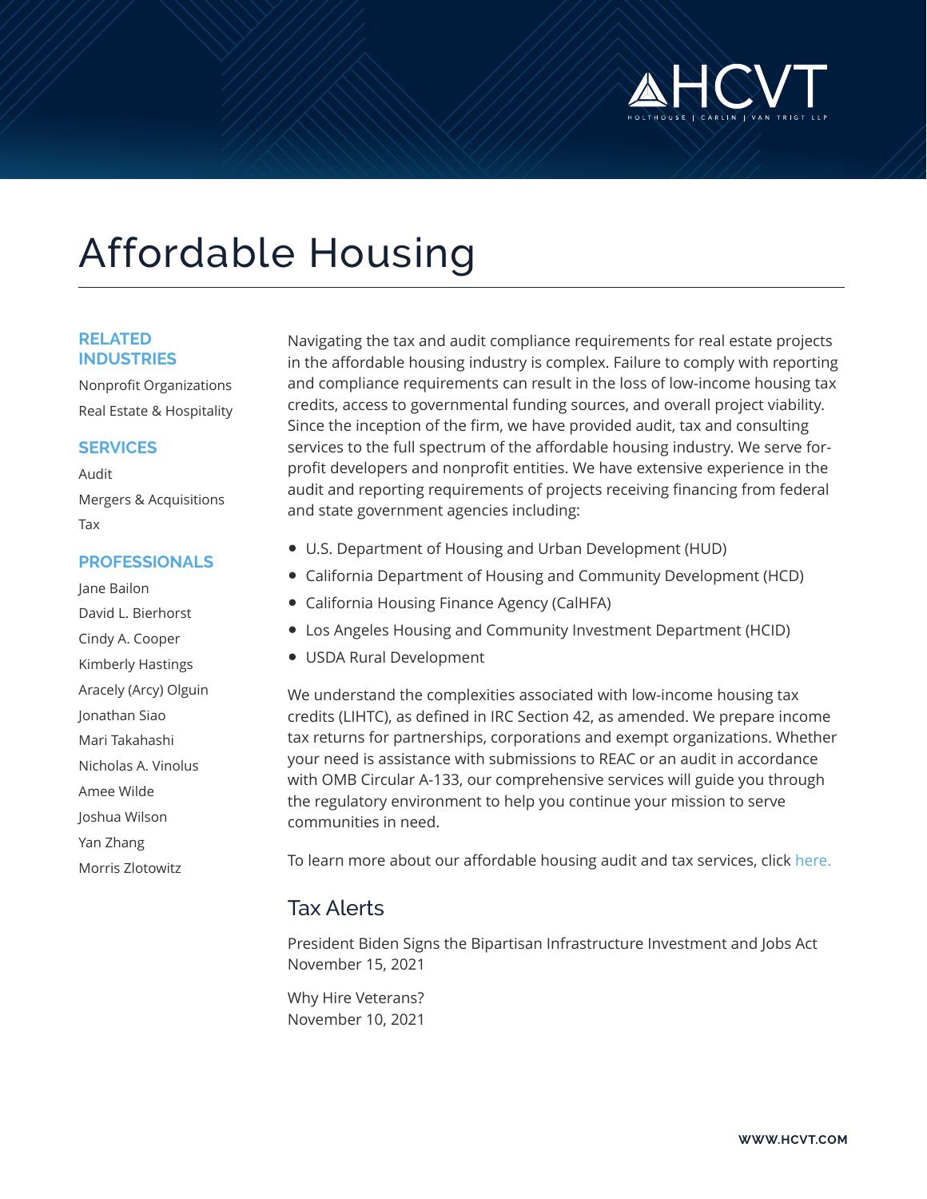# Affordable Housing

## RELATED INDUSTRIES

Nonprofit Organizations

Real Estate & Hospitality

## SERVICES

Audit

Mergers & Acquisitions

Tax

## PROFESSIONALS

Jane Bailon

David L. Bierhorst

Cindy A. Cooper

Kimberly Hastings

Aracely (Arcy) Olguin

Jonathan Siao

Mari Takahashi

Nicholas A. Vinolus

Amee Wilde

Joshua Wilson

Yan Zhang

Morris Zlotowitz

Navigating the tax and audit compliance requirements for real estate projects in the affordable housing industry is complex. Failure to comply with reporting and compliance requirements can result in the loss of low-income housing tax credits, access to governmental funding sources, and overall project viability. Since the inception of the firm, we have provided audit, tax and consulting services to the full spectrum of the affordable housing industry. We serve for-profit developers and nonprofit entities. We have extensive experience in the audit and reporting requirements of projects receiving financing from federal and state government agencies including:

- U.S. Department of Housing and Urban Development (HUD)
- California Department of Housing and Community Development (HCD)
- California Housing Finance Agency (CalHFA)
- Los Angeles Housing and Community Investment Department (HCID)
- USDA Rural Development

We understand the complexities associated with low-income housing tax credits (LIHTC), as defined in IRC Section 42, as amended. We prepare income tax returns for partnerships, corporations and exempt organizations. Whether your need is assistance with submissions to REAC or an audit in accordance with OMB Circular A-133, our comprehensive services will guide you through the regulatory environment to help you continue your mission to serve communities in need.

To learn more about our affordable housing audit and tax services, click here.

## Tax Alerts

President Biden Signs the Bipartisan Infrastructure Investment and Jobs Act
November 15, 2021

Why Hire Veterans?
November 10, 2021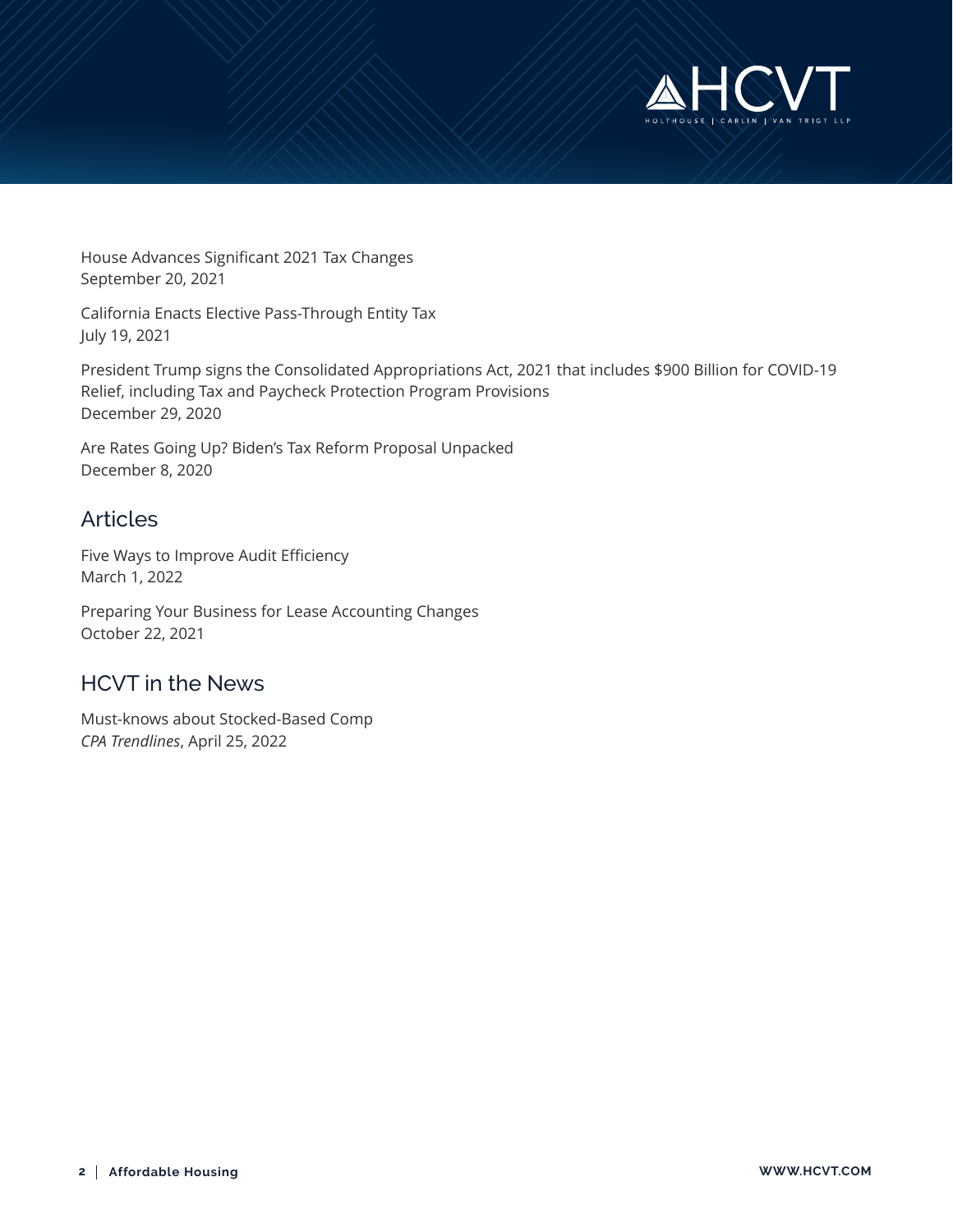House Advances Significant 2021 Tax Changes
September 20, 2021

California Enacts Elective Pass-Through Entity Tax
July 19, 2021

President Trump signs the Consolidated Appropriations Act, 2021 that includes $900 Billion for COVID-19 Relief, including Tax and Paycheck Protection Program Provisions
December 29, 2020

Are Rates Going Up? Biden's Tax Reform Proposal Unpacked
December 8, 2020

## Articles

Five Ways to Improve Audit Efficiency
March 1, 2022

Preparing Your Business for Lease Accounting Changes
October 22, 2021

## HCVT in the News

Must-knows about Stocked-Based Comp
*CPA Trendlines*, April 25, 2022